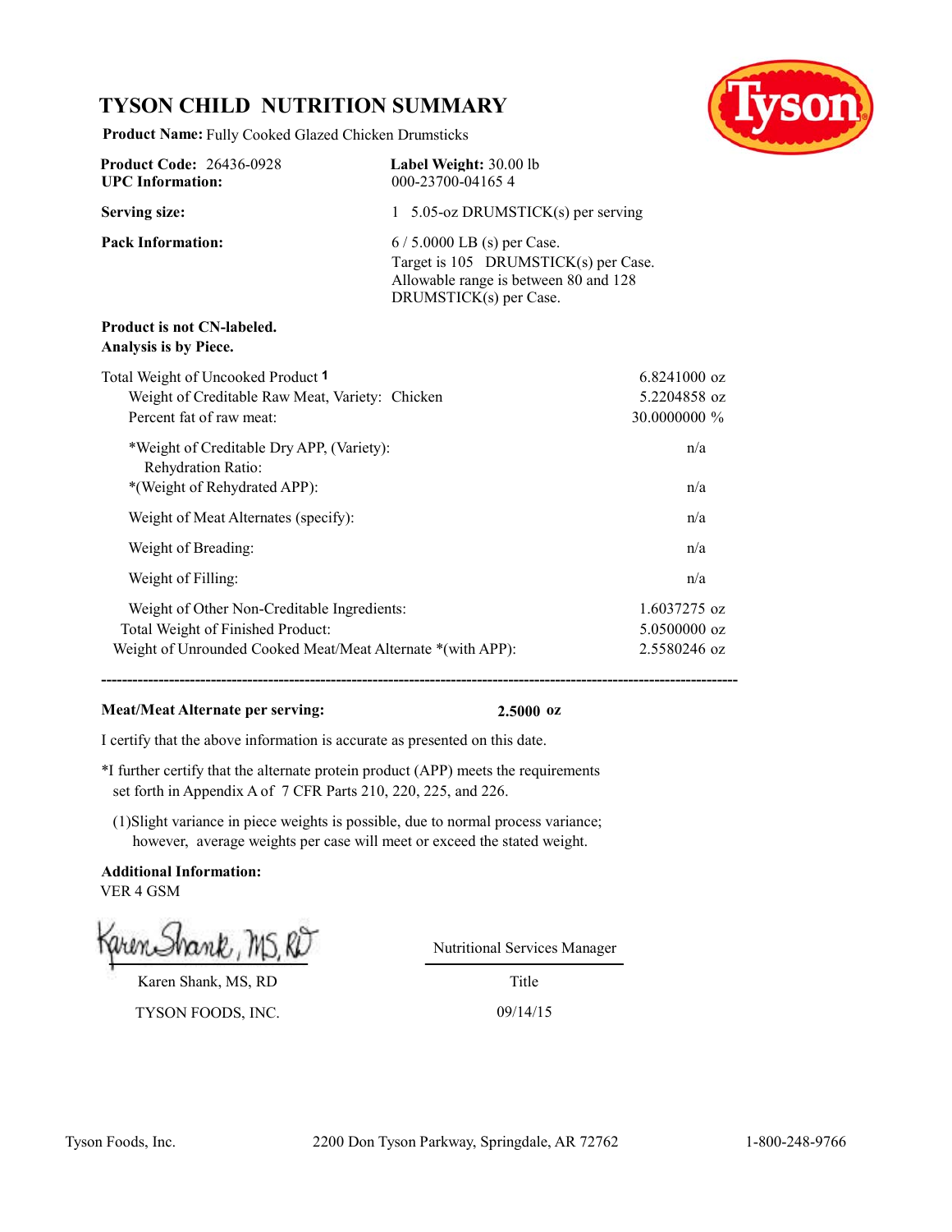# TYSON CHILD NUTRITION SUMMARY

**Product Name:** Fully Cooked Glazed Chicken Drumsticks

| | |
|---|---|
| **Product Code:** 26436-0928 | **Label Weight:** 30.00 lb |
| **UPC Information:** | 000-23700-04165 4 |
| **Serving size:** | 1 5.05-oz DRUMSTICK(s) per serving |
| **Pack Information:** | 6 / 5.0000 LB (s) per Case. Target is 105 DRUMSTICK(s) per Case. Allowable range is between 80 and 128 DRUMSTICK(s) per Case. |

**Product is not CN-labeled.**
**Analysis is by Piece.**

| | |
|---|---|
| Total Weight of Uncooked Product [1] | 6.8241000 oz |
| Weight of Creditable Raw Meat, Variety: Chicken | 5.2204858 oz |
| Percent fat of raw meat: | 30.0000000 % |
| *Weight of Creditable Dry APP, (Variety): Rehydration Ratio: | n/a |
| *(Weight of Rehydrated APP): | n/a |
| Weight of Meat Alternates (specify): | n/a |
| Weight of Breading: | n/a |
| Weight of Filling: | n/a |
| Weight of Other Non-Creditable Ingredients: | 1.6037275 oz |
| Total Weight of Finished Product: | 5.0500000 oz |
| Weight of Unrounded Cooked Meat/Meat Alternate *(with APP): | 2.5580246 oz |

---

**Meat/Meat Alternate per serving:** **2.5000 oz**

I certify that the above information is accurate as presented on this date.

*I further certify that the alternate protein product (APP) meets the requirements set forth in Appendix A of 7 CFR Parts 210, 220, 225, and 226.

(1)Slight variance in piece weights is possible, due to normal process variance; however, average weights per case will meet or exceed the stated weight.

**Additional Information:**
VER 4 GSM

Karen Shank, MS, RD

| | |
|---|---|
| Karen Shank, MS, RD | Nutritional Services Manager |
| | Title |
| TYSON FOODS, INC. | 09/14/15 |

Tyson Foods, Inc. 2200 Don Tyson Parkway, Springdale, AR 72762 1-800-248-9766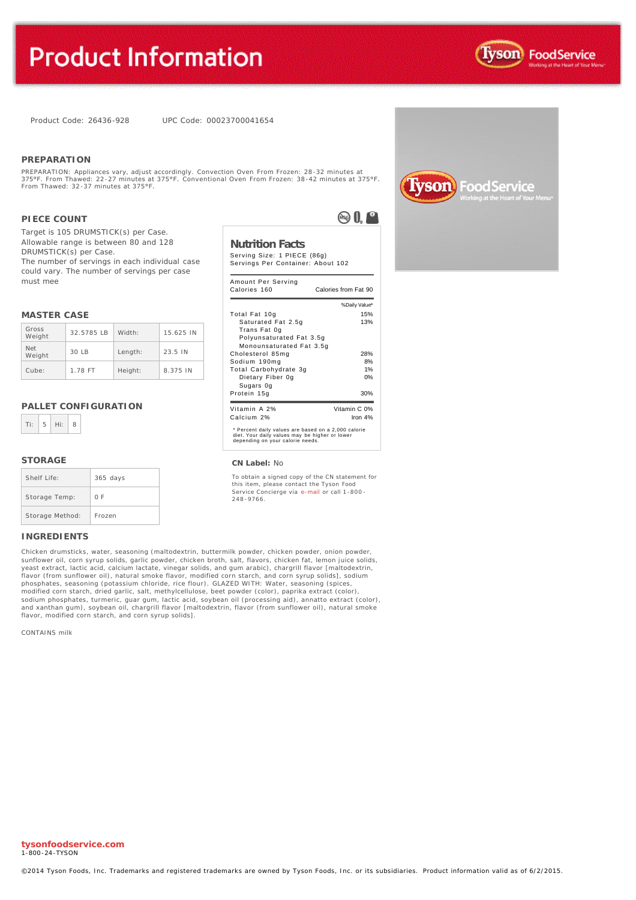# Product Information

Product Code: 26436-928 UPC Code: 00023700041654

## PREPARATION

PREPARATION: Appliances vary, adjust accordingly. Convection Oven From Frozen: 28-32 minutes at 375°F. From Thawed: 22-27 minutes at 375°F. Conventional Oven From Frozen: 38-42 minutes at 375°F. From Thawed: 32-37 minutes at 375°F.

## PIECE COUNT

Target is 105 DRUMSTICK(s) per Case. Allowable range is between 80 and 128 DRUMSTICK(s) per Case. The number of servings in each individual case could vary. The number of servings per case must mee

## MASTER CASE

| Gross Weight | 32.5785 LB | Width: | 15.625 IN |
|---|---|---|---|
| Net Weight | 30 LB | Length: | 23.5 IN |
| Cube: | 1.78 FT | Height: | 8.375 IN |

## PALLET CONFIGURATION

| Ti: | 5 | Hi: | 8 |
|---|---|---|---|

## STORAGE

| Shelf Life: | 365 days |
|---|---|
| Storage Temp: | 0 F |
| Storage Method: | Frozen |

## Nutrition Facts

Serving Size: 1 PIECE (86g)
Servings Per Container: About 102

| Amount Per Serving | |
|---|---|
| Calories 160 | Calories from Fat 90 |
| | %Daily Value* |
| Total Fat 10g | 15% |
| Saturated Fat 2.5g | 13% |
| Trans Fat 0g | |
| Polyunsaturated Fat 3.5g | |
| Monounsaturated Fat 3.5g | |
| Cholesterol 85mg | 28% |
| Sodium 190mg | 8% |
| Total Carbohydrate 3g | 1% |
| Dietary Fiber 0g | 0% |
| Sugars 0g | |
| Protein 15g | 30% |
| Vitamin A 2% | Vitamin C 0% |
| Calcium 2% | Iron 4% |

* Percent daily values are based on a 2,000 calorie diet. Your daily values may be higher or lower depending on your calorie needs.

**CN Label:** No

To obtain a signed copy of the CN statement for this item, please contact the Tyson Food Service Concierge via e-mail or call 1-800-248-9766.

## INGREDIENTS

Chicken drumsticks, water, seasoning (maltodextrin, buttermilk powder, chicken powder, onion powder, sunflower oil, corn syrup solids, garlic powder, chicken broth, salt, flavors, chicken fat, lemon juice solids, yeast extract, lactic acid, calcium lactate, vinegar solids, and gum arabic), chargrill flavor [maltodextrin, flavor (from sunflower oil), natural smoke flavor, modified corn starch, and corn syrup solids], sodium phosphates, seasoning (potassium chloride, rice flour). GLAZED WITH: Water, seasoning (spices, modified corn starch, dried garlic, salt, methylcellulose, beet powder (color), paprika extract (color), sodium phosphates, turmeric, guar gum, lactic acid, soybean oil (processing aid), annatto extract (color), and xanthan gum), soybean oil, chargrill flavor [maltodextrin, flavor (from sunflower oil), natural smoke flavor, modified corn starch, and corn syrup solids].

CONTAINS milk

tysonfoodservice.com
1-800-24-TYSON

©2014 Tyson Foods, Inc. Trademarks and registered trademarks are owned by Tyson Foods, Inc. or its subsidiaries. Product information valid as of 6/2/2015.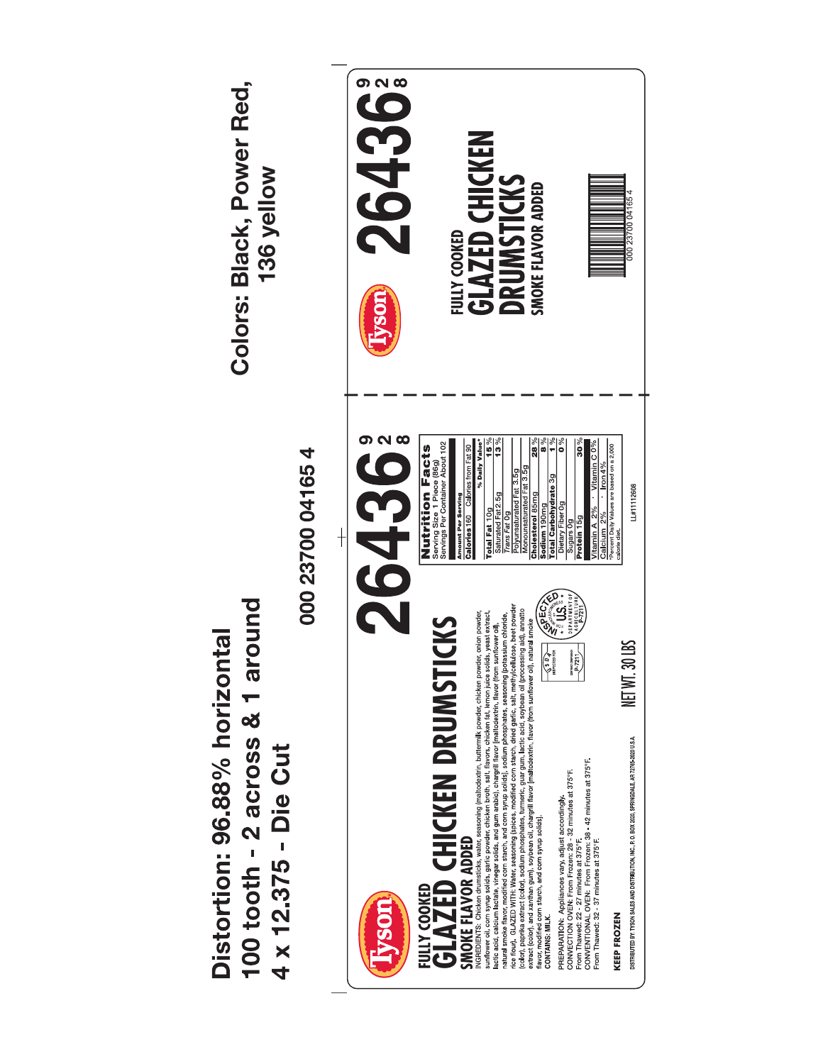Distortion: 96.88% horizontal
100 tooth - 2 across & 1 around
4 x 12.375 - Die Cut

Colors: Black, Power Red, 136 yellow

000 23700 04165 4

Tyson

# FULLY COOKED GLAZED CHICKEN DRUMSTICKS

## SMOKE FLAVOR ADDED

# 26436 928

INGREDIENTS: Chicken drumsticks, water, seasoning [maltodextrin, buttermilk powder, chicken powder, onion powder, sunflower oil, corn syrup solids, garlic powder, chicken broth, salt, flavors, chicken fat, lemon juice solids, yeast extract, lactic acid, calcium lactate, vinegar solids, and gum arabic], chargrill flavor [maltodextrin, flavor (from sunflower oil, natural smoke flavor, modified corn starch, and corn syrup solids)], sodium phosphates, seasoning (potassium chloride, rice flour). GLAZED WITH: Water, seasoning (spices, modified corn starch, dried garlic, salt, methylcellulose, beet powder (color), paprika extract (color), sodium phosphates, turmeric, guar gum, lactic acid, soybean oil (processing aid), annatto extract (color), and xanthan gum), soybean oil, chargrill flavor [maltodextrin, flavor (from sunflower oil), natural smoke flavor, modified corn starch, and corn syrup solids].

CONTAINS: MILK.

PREPARATION: Appliances vary, adjust accordingly.
CONVECTION OVEN: From Frozen: 28 - 32 minutes at 375°F.
From Thawed: 22 - 27 minutes at 375°F.
CONVENTIONAL OVEN: From Frozen: 38 - 42 minutes at 375°F.
From Thawed: 32 - 37 minutes at 375°F.

INSPECTED FOR WHOLESOMENESS BY U.S. DEPARTMENT OF AGRICULTURE P-7211

KEEP FROZEN

NET WT. 30 LBS

DISTRIBUTED BY: TYSON SALES AND DISTRIBUTION, INC., P.O. BOX 2020, SPRINGDALE, AR 72765-2020 U.S.A.

**Nutrition Facts**
Serving Size 1 Piece (86g)
Servings Per Container About 102

| Amount Per Serving | |
|---|---|
| Calories 160 Calories from Fat 90 | |
| | % Daily Value* |
| Total Fat 10g | 15 % |
| Saturated Fat 2.5g | 13 % |
| Trans Fat 0g | |
| Polyunsaturated Fat 3.5g | |
| Monounsaturated Fat 3.5g | |
| Cholesterol 85mg | 28 % |
| Sodium 190mg | 8 % |
| Total Carbohydrate 3g | 1 % |
| Dietary Fiber 0g | 0 % |
| Sugars 0g | |
| Protein 15g | 30 % |
| Vitamin A 2% · Vitamin C 0% | |
| Calcium 2% · Iron 4% | |

*Percent Daily Values are based on a 2,000 calorie diet.

LL#11112608

Tyson

# 26436 928

FULLY COOKED
GLAZED CHICKEN DRUMSTICKS
SMOKE FLAVOR ADDED

000 23700 04165 4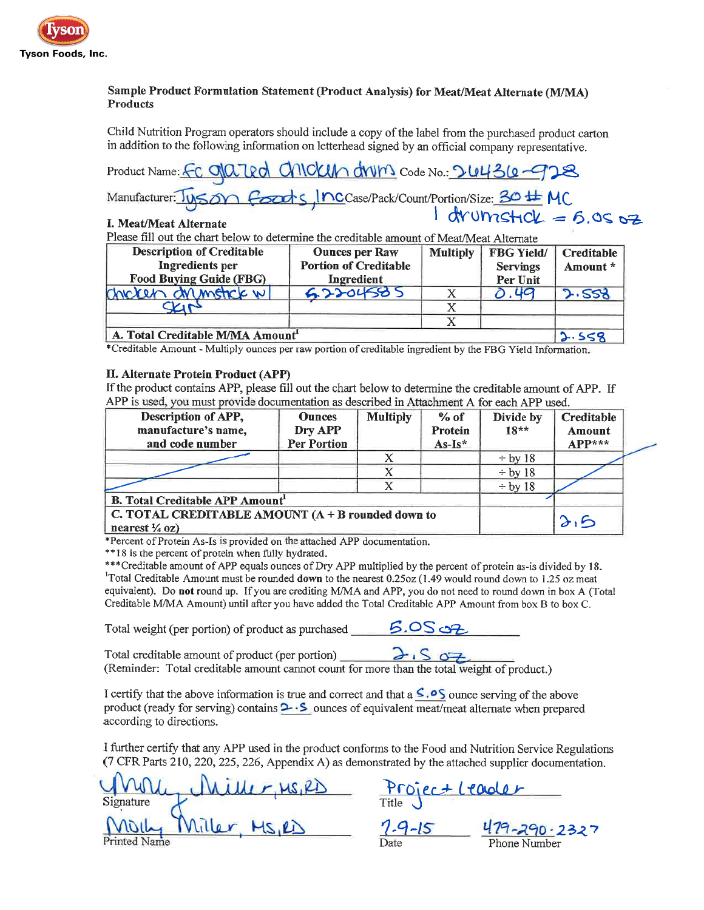Tyson

Tyson Foods, Inc.

**Sample Product Formulation Statement (Product Analysis) for Meat/Meat Alternate (M/MA) Products**

Child Nutrition Program operators should include a copy of the label from the purchased product carton in addition to the following information on letterhead signed by an official company representative.

Product Name: FC glazed chicken drum Code No.: 26436-928

Manufacturer: Tyson Foods, Inc Case/Pack/Count/Portion/Size: 30 # MC
1 drumstick = 5.05 oz

**I. Meat/Meat Alternate**

Please fill out the chart below to determine the creditable amount of Meat/Meat Alternate

| Description of Creditable Ingredients per Food Buying Guide (FBG) | Ounces per Raw Portion of Creditable Ingredient | Multiply | FBG Yield/ Servings Per Unit | Creditable Amount * |
|---|---|---|---|---|
| chicken drumstick w/ skin | 5.22045855 | X | 0.49 | 2.558 |
| | | X | | |
| | | X | | |
| **A. Total Creditable M/MA Amount**[1] | | | | 2.558 |

*Creditable Amount - Multiply ounces per raw portion of creditable ingredient by the FBG Yield Information.

**II. Alternate Protein Product (APP)**

If the product contains APP, please fill out the chart below to determine the creditable amount of APP. If APP is used, you must provide documentation as described in Attachment A for each APP used.

| Description of APP, manufacture's name, and code number | Ounces Dry APP Per Portion | Multiply | % of Protein As-Is* | Divide by 18** | Creditable Amount APP*** |
|---|---|---|---|---|---|
| | | X | | ÷ by 18 | |
| | | X | | ÷ by 18 | |
| | | X | | ÷ by 18 | |
| **B. Total Creditable APP Amount**[1] | | | | | |
| **C. TOTAL CREDITABLE AMOUNT (A + B rounded down to nearest ¼ oz)** | | | | | 2.5 |

*Percent of Protein As-Is is provided on the attached APP documentation.

**18 is the percent of protein when fully hydrated.

***Creditable amount of APP equals ounces of Dry APP multiplied by the percent of protein as-is divided by 18.

[1]Total Creditable Amount must be rounded **down** to the nearest 0.25oz (1.49 would round down to 1.25 oz meat equivalent). Do **not** round up. If you are crediting M/MA and APP, you do not need to round down in box A (Total Creditable M/MA Amount) until after you have added the Total Creditable APP Amount from box B to box C.

Total weight (per portion) of product as purchased 5.05 oz

Total creditable amount of product (per portion) 2.5 oz
(Reminder: Total creditable amount cannot count for more than the total weight of product.)

I certify that the above information is true and correct and that a 5.05 ounce serving of the above product (ready for serving) contains 2.5 ounces of equivalent meat/meat alternate when prepared according to directions.

I further certify that any APP used in the product conforms to the Food and Nutrition Service Regulations (7 CFR Parts 210, 220, 225, 226, Appendix A) as demonstrated by the attached supplier documentation.

Signature: Molly Miller, MS, RD  Title: Project Leader

Printed Name: Molly Miller, MS, RD  Date: 7-9-15  Phone Number: 479-290-2327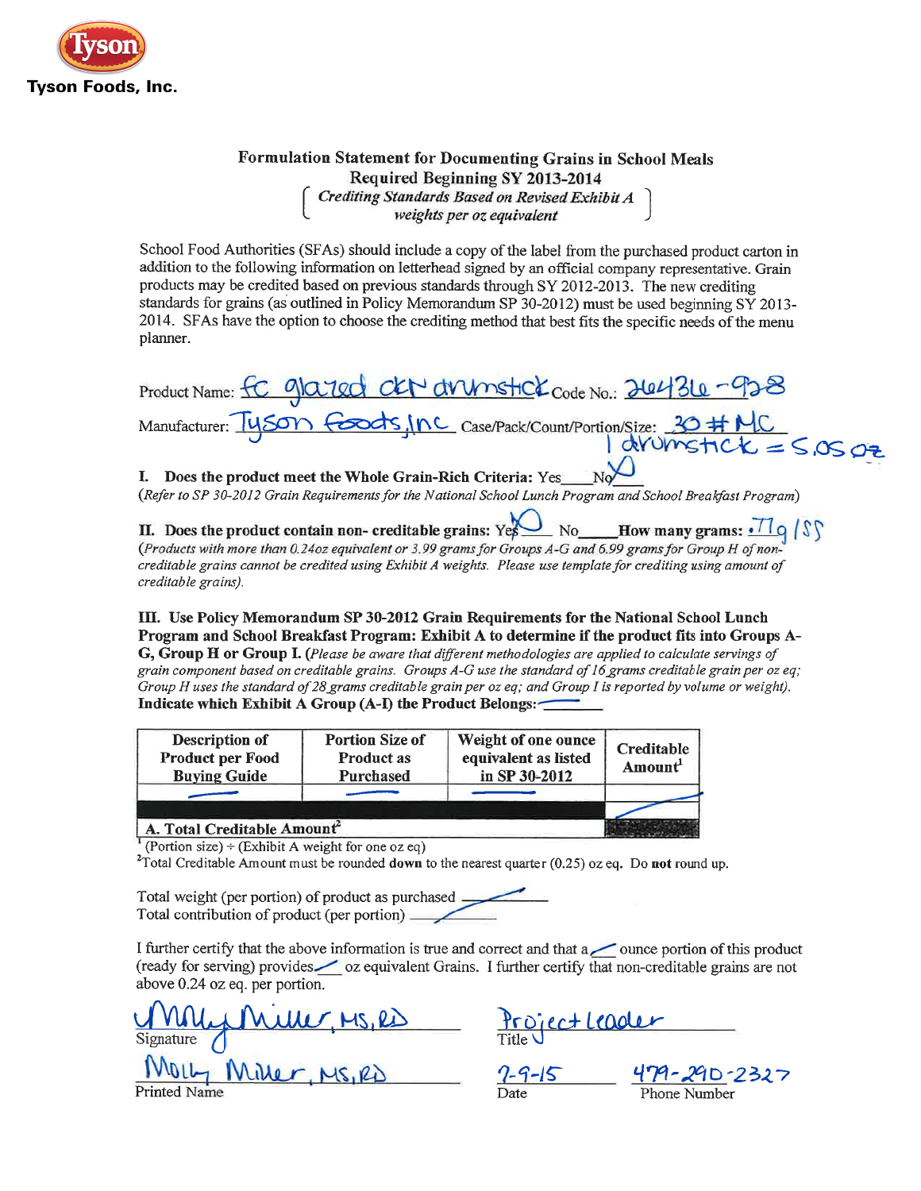Tyson Foods, Inc.

# Formulation Statement for Documenting Grains in School Meals

## Required Beginning SY 2013-2014

*Crediting Standards Based on Revised Exhibit A weights per oz equivalent*

School Food Authorities (SFAs) should include a copy of the label from the purchased product carton in addition to the following information on letterhead signed by an official company representative. Grain products may be credited based on previous standards through SY 2012-2013. The new crediting standards for grains (as outlined in Policy Memorandum SP 30-2012) must be used beginning SY 2013-2014. SFAs have the option to choose the crediting method that best fits the specific needs of the menu planner.

Product Name: fc glazed ckn drumstick Code No.: 264316-928

Manufacturer: Tyson Foods, Inc Case/Pack/Count/Portion/Size: 30 # MC
1 drumstick = 5.05 oz

**I. Does the product meet the Whole Grain-Rich Criteria:** Yes\_\_\_\_ No X

(*Refer to SP 30-2012 Grain Requirements for the National School Lunch Program and School Breakfast Program*)

**II. Does the product contain non- creditable grains:** Yes X No\_\_\_\_ **How many grams:** .77g / SS

(*Products with more than 0.24oz equivalent or 3.99 grams for Groups A-G and 6.99 grams for Group H of non-creditable grains cannot be credited using Exhibit A weights. Please use template for crediting using amount of creditable grains).*

**III. Use Policy Memorandum SP 30-2012 Grain Requirements for the National School Lunch Program and School Breakfast Program: Exhibit A to determine if the product fits into Groups A-G, Group H or Group I.** (*Please be aware that different methodologies are applied to calculate servings of grain component based on creditable grains. Groups A-G use the standard of 16 grams creditable grain per oz eq; Group H uses the standard of 28 grams creditable grain per oz eq; and Group I is reported by volume or weight).*
**Indicate which Exhibit A Group (A-I) the Product Belongs:** —

| Description of Product per Food Buying Guide | Portion Size of Product as Purchased | Weight of one ounce equivalent as listed in SP 30-2012 | Creditable Amount[1] |
|---|---|---|---|
| — | — | — | — |
| | | | |
| **A. Total Creditable Amount**[2] | | | — |

[1] (Portion size) ÷ (Exhibit A weight for one oz eq)
[2] Total Creditable Amount must be rounded **down** to the nearest quarter (0.25) oz eq. Do **not** round up.

Total weight (per portion) of product as purchased —
Total contribution of product (per portion) —

I further certify that the above information is true and correct and that a — ounce portion of this product (ready for serving) provides — oz equivalent Grains. I further certify that non-creditable grains are not above 0.24 oz eq. per portion.

Molly Miller, MS, RD
Signature

Molly Miller, MS, RD
Printed Name

Project Leader
Title

7-9-15
Date

479-290-2327
Phone Number